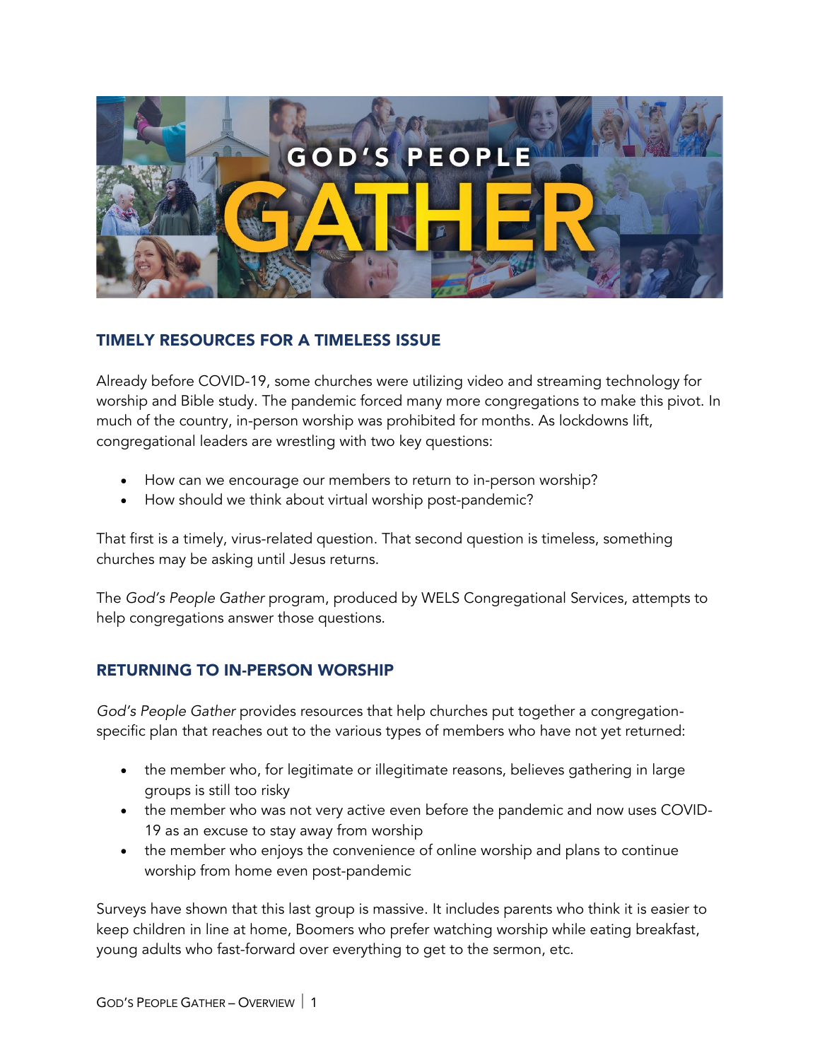# GOD'S PEOPLE GATHER

## TIMELY RESOURCES FOR A TIMELESS ISSUE

Already before COVID-19, some churches were utilizing video and streaming technology for worship and Bible study. The pandemic forced many more congregations to make this pivot. In much of the country, in-person worship was prohibited for months. As lockdowns lift, congregational leaders are wrestling with two key questions:

- How can we encourage our members to return to in-person worship?
- How should we think about virtual worship post-pandemic?

That first is a timely, virus-related question. That second question is timeless, something churches may be asking until Jesus returns.

The *God's People Gather* program, produced by WELS Congregational Services, attempts to help congregations answer those questions.

## RETURNING TO IN-PERSON WORSHIP

*God's People Gather* provides resources that help churches put together a congregation-specific plan that reaches out to the various types of members who have not yet returned:

- the member who, for legitimate or illegitimate reasons, believes gathering in large groups is still too risky
- the member who was not very active even before the pandemic and now uses COVID-19 as an excuse to stay away from worship
- the member who enjoys the convenience of online worship and plans to continue worship from home even post-pandemic

Surveys have shown that this last group is massive. It includes parents who think it is easier to keep children in line at home, Boomers who prefer watching worship while eating breakfast, young adults who fast-forward over everything to get to the sermon, etc.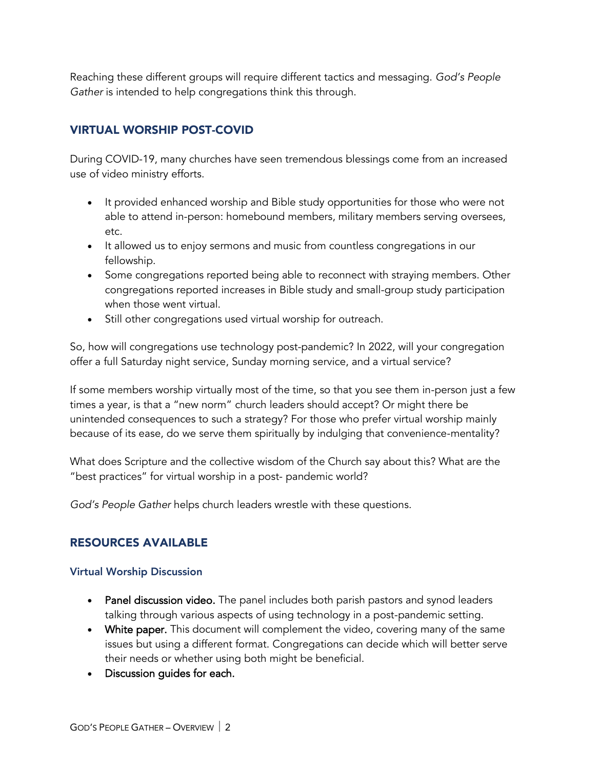Reaching these different groups will require different tactics and messaging. *God's People Gather* is intended to help congregations think this through.

## VIRTUAL WORSHIP POST-COVID

During COVID-19, many churches have seen tremendous blessings come from an increased use of video ministry efforts.

- It provided enhanced worship and Bible study opportunities for those who were not able to attend in-person: homebound members, military members serving oversees, etc.
- It allowed us to enjoy sermons and music from countless congregations in our fellowship.
- Some congregations reported being able to reconnect with straying members. Other congregations reported increases in Bible study and small-group study participation when those went virtual.
- Still other congregations used virtual worship for outreach.

So, how will congregations use technology post-pandemic? In 2022, will your congregation offer a full Saturday night service, Sunday morning service, and a virtual service?

If some members worship virtually most of the time, so that you see them in-person just a few times a year, is that a "new norm" church leaders should accept? Or might there be unintended consequences to such a strategy? For those who prefer virtual worship mainly because of its ease, do we serve them spiritually by indulging that convenience-mentality?

What does Scripture and the collective wisdom of the Church say about this? What are the "best practices" for virtual worship in a post- pandemic world?

*God's People Gather* helps church leaders wrestle with these questions.

## RESOURCES AVAILABLE

### Virtual Worship Discussion

- Panel discussion video. The panel includes both parish pastors and synod leaders talking through various aspects of using technology in a post-pandemic setting.
- White paper. This document will complement the video, covering many of the same issues but using a different format. Congregations can decide which will better serve their needs or whether using both might be beneficial.
- Discussion guides for each.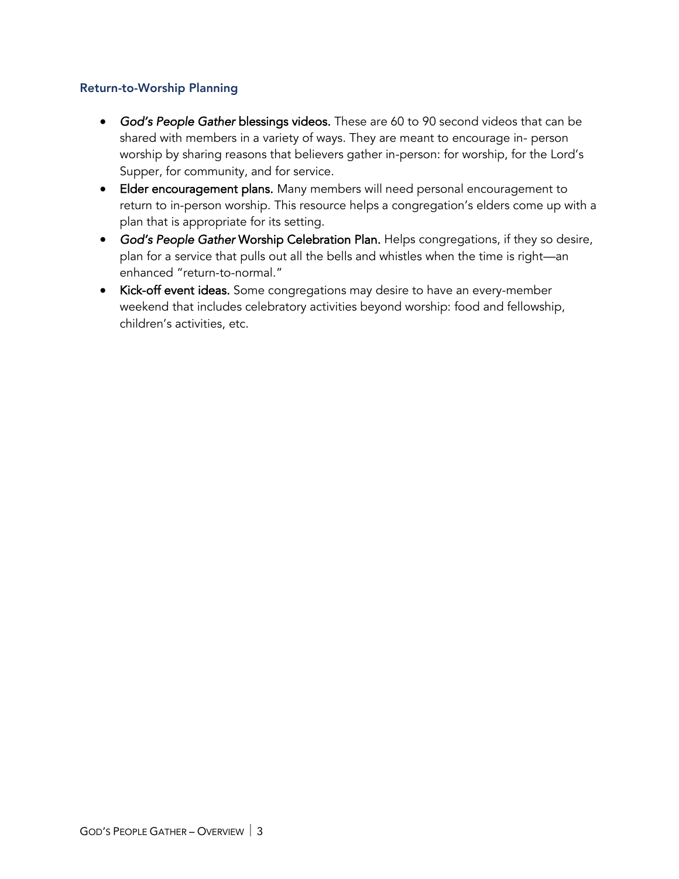### Return-to-Worship Planning

- ***God's People Gather* blessings videos.** These are 60 to 90 second videos that can be shared with members in a variety of ways. They are meant to encourage in- person worship by sharing reasons that believers gather in-person: for worship, for the Lord's Supper, for community, and for service.
- **Elder encouragement plans.** Many members will need personal encouragement to return to in-person worship. This resource helps a congregation's elders come up with a plan that is appropriate for its setting.
- ***God's People Gather* Worship Celebration Plan.** Helps congregations, if they so desire, plan for a service that pulls out all the bells and whistles when the time is right—an enhanced "return-to-normal."
- **Kick-off event ideas.** Some congregations may desire to have an every-member weekend that includes celebratory activities beyond worship: food and fellowship, children's activities, etc.